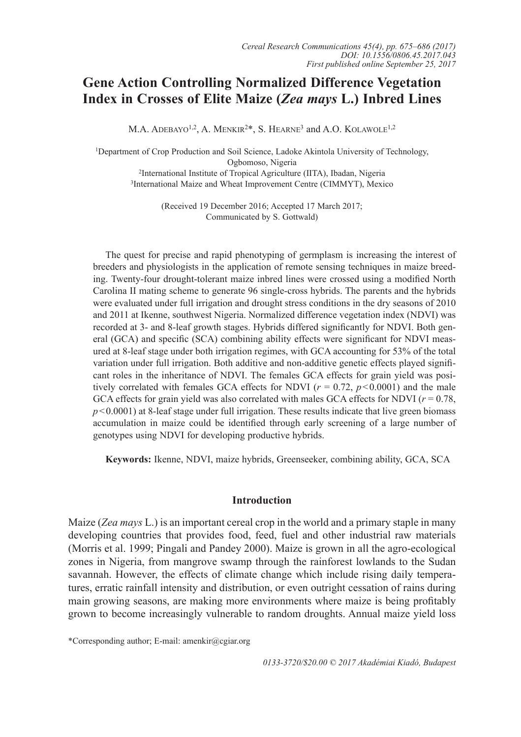# Gene Action Controlling Normalized Difference Vegetation Index in Crosses of Elite Maize (*Zea mays* L.) Inbred Lines

M.A. Adebayo[1,2], A. Menkir[2]*, S. Hearne[3] and A.O. Kolawole[1,2]

[1]Department of Crop Production and Soil Science, Ladoke Akintola University of Technology, Ogbomoso, Nigeria

[2]International Institute of Tropical Agriculture (IITA), Ibadan, Nigeria

[3]International Maize and Wheat Improvement Centre (CIMMYT), Mexico

(Received 19 December 2016; Accepted 17 March 2017; Communicated by S. Gottwald)

The quest for precise and rapid phenotyping of germplasm is increasing the interest of breeders and physiologists in the application of remote sensing techniques in maize breeding. Twenty-four drought-tolerant maize inbred lines were crossed using a modified North Carolina II mating scheme to generate 96 single-cross hybrids. The parents and the hybrids were evaluated under full irrigation and drought stress conditions in the dry seasons of 2010 and 2011 at Ikenne, southwest Nigeria. Normalized difference vegetation index (NDVI) was recorded at 3- and 8-leaf growth stages. Hybrids differed significantly for NDVI. Both general (GCA) and specific (SCA) combining ability effects were significant for NDVI measured at 8-leaf stage under both irrigation regimes, with GCA accounting for 53% of the total variation under full irrigation. Both additive and non-additive genetic effects played significant roles in the inheritance of NDVI. The females GCA effects for grain yield was positively correlated with females GCA effects for NDVI ($r = 0.72$, $p < 0.0001$) and the male GCA effects for grain yield was also correlated with males GCA effects for NDVI ($r = 0.78$, $p < 0.0001$) at 8-leaf stage under full irrigation. These results indicate that live green biomass accumulation in maize could be identified through early screening of a large number of genotypes using NDVI for developing productive hybrids.

**Keywords:** Ikenne, NDVI, maize hybrids, Greenseeker, combining ability, GCA, SCA

## Introduction

Maize (*Zea mays* L.) is an important cereal crop in the world and a primary staple in many developing countries that provides food, feed, fuel and other industrial raw materials (Morris et al. 1999; Pingali and Pandey 2000). Maize is grown in all the agro-ecological zones in Nigeria, from mangrove swamp through the rainforest lowlands to the Sudan savannah. However, the effects of climate change which include rising daily temperatures, erratic rainfall intensity and distribution, or even outright cessation of rains during main growing seasons, are making more environments where maize is being profitably grown to become increasingly vulnerable to random droughts. Annual maize yield loss

*Corresponding author; E-mail: amenkir@cgiar.org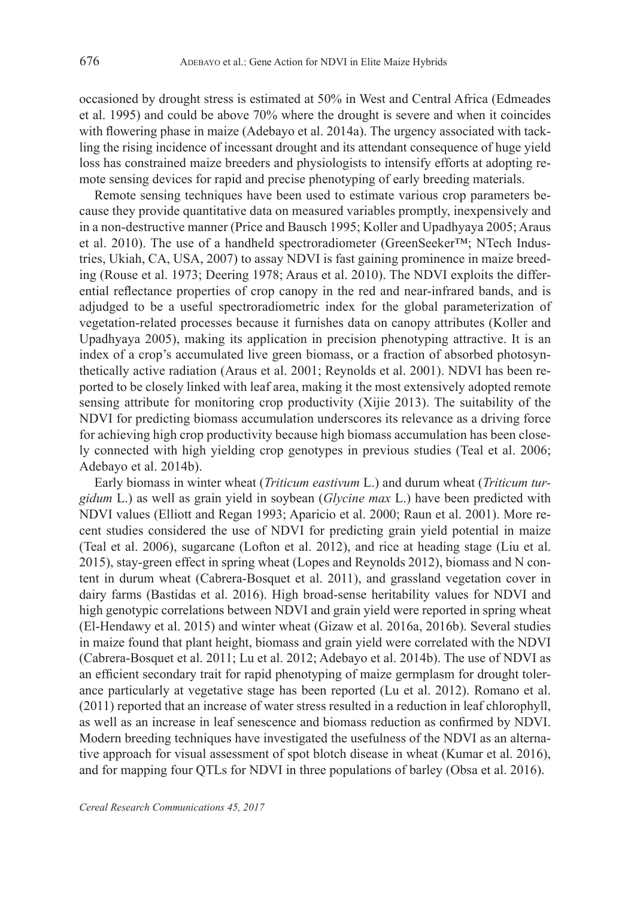occasioned by drought stress is estimated at 50% in West and Central Africa (Edmeades et al. 1995) and could be above 70% where the drought is severe and when it coincides with flowering phase in maize (Adebayo et al. 2014a). The urgency associated with tackling the rising incidence of incessant drought and its attendant consequence of huge yield loss has constrained maize breeders and physiologists to intensify efforts at adopting remote sensing devices for rapid and precise phenotyping of early breeding materials.

Remote sensing techniques have been used to estimate various crop parameters because they provide quantitative data on measured variables promptly, inexpensively and in a non-destructive manner (Price and Bausch 1995; Koller and Upadhyaya 2005; Araus et al. 2010). The use of a handheld spectroradiometer (GreenSeeker™; NTech Industries, Ukiah, CA, USA, 2007) to assay NDVI is fast gaining prominence in maize breeding (Rouse et al. 1973; Deering 1978; Araus et al. 2010). The NDVI exploits the differential reflectance properties of crop canopy in the red and near-infrared bands, and is adjudged to be a useful spectroradiometric index for the global parameterization of vegetation-related processes because it furnishes data on canopy attributes (Koller and Upadhyaya 2005), making its application in precision phenotyping attractive. It is an index of a crop's accumulated live green biomass, or a fraction of absorbed photosynthetically active radiation (Araus et al. 2001; Reynolds et al. 2001). NDVI has been reported to be closely linked with leaf area, making it the most extensively adopted remote sensing attribute for monitoring crop productivity (Xijie 2013). The suitability of the NDVI for predicting biomass accumulation underscores its relevance as a driving force for achieving high crop productivity because high biomass accumulation has been closely connected with high yielding crop genotypes in previous studies (Teal et al. 2006; Adebayo et al. 2014b).

Early biomass in winter wheat (*Triticum eastivum* L.) and durum wheat (*Triticum turgidum* L.) as well as grain yield in soybean (*Glycine max* L.) have been predicted with NDVI values (Elliott and Regan 1993; Aparicio et al. 2000; Raun et al. 2001). More recent studies considered the use of NDVI for predicting grain yield potential in maize (Teal et al. 2006), sugarcane (Lofton et al. 2012), and rice at heading stage (Liu et al. 2015), stay-green effect in spring wheat (Lopes and Reynolds 2012), biomass and N content in durum wheat (Cabrera-Bosquet et al. 2011), and grassland vegetation cover in dairy farms (Bastidas et al. 2016). High broad-sense heritability values for NDVI and high genotypic correlations between NDVI and grain yield were reported in spring wheat (El-Hendawy et al. 2015) and winter wheat (Gizaw et al. 2016a, 2016b). Several studies in maize found that plant height, biomass and grain yield were correlated with the NDVI (Cabrera-Bosquet et al. 2011; Lu et al. 2012; Adebayo et al. 2014b). The use of NDVI as an efficient secondary trait for rapid phenotyping of maize germplasm for drought tolerance particularly at vegetative stage has been reported (Lu et al. 2012). Romano et al. (2011) reported that an increase of water stress resulted in a reduction in leaf chlorophyll, as well as an increase in leaf senescence and biomass reduction as confirmed by NDVI. Modern breeding techniques have investigated the usefulness of the NDVI as an alternative approach for visual assessment of spot blotch disease in wheat (Kumar et al. 2016), and for mapping four QTLs for NDVI in three populations of barley (Obsa et al. 2016).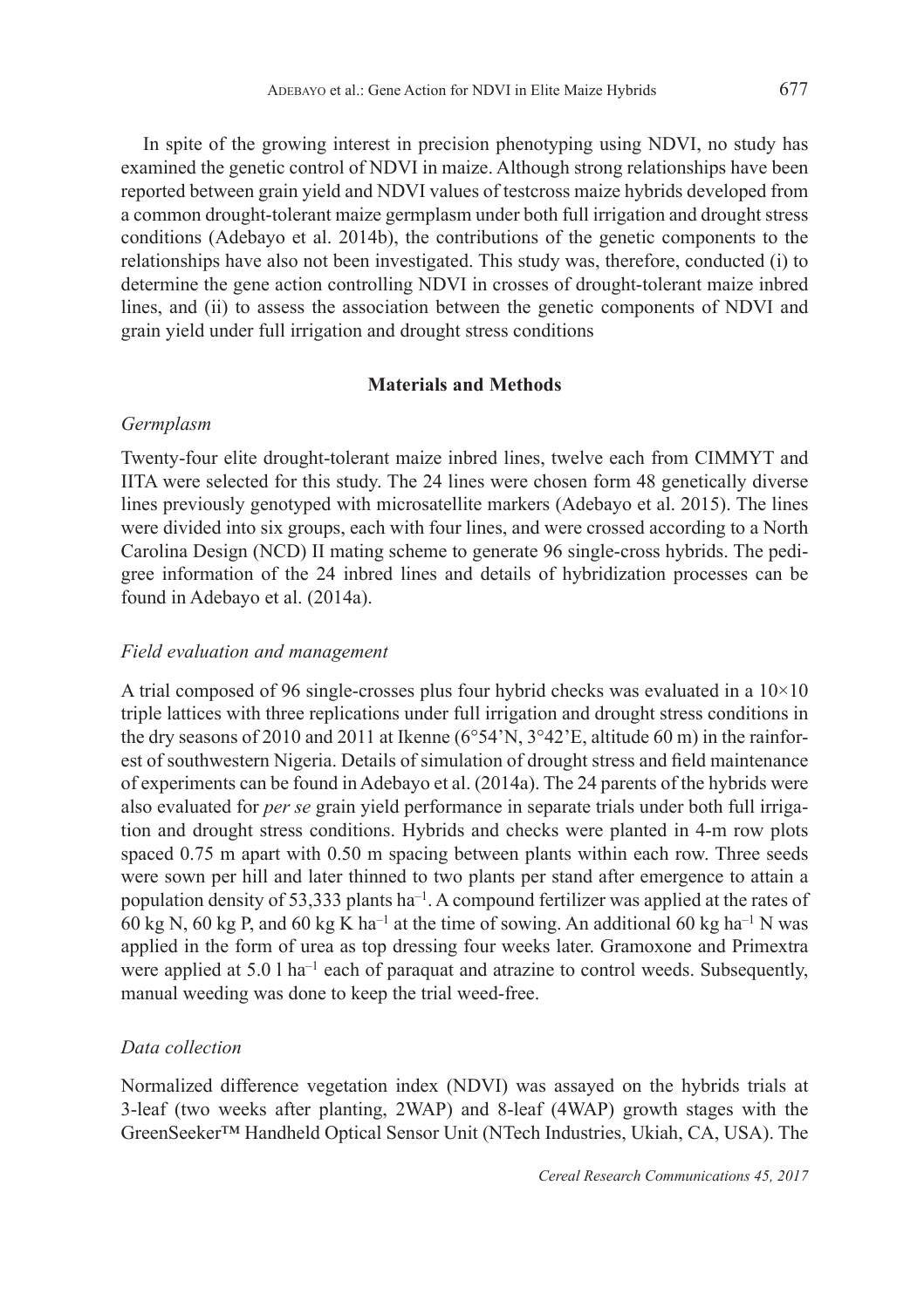In spite of the growing interest in precision phenotyping using NDVI, no study has examined the genetic control of NDVI in maize. Although strong relationships have been reported between grain yield and NDVI values of testcross maize hybrids developed from a common drought-tolerant maize germplasm under both full irrigation and drought stress conditions (Adebayo et al. 2014b), the contributions of the genetic components to the relationships have also not been investigated. This study was, therefore, conducted (i) to determine the gene action controlling NDVI in crosses of drought-tolerant maize inbred lines, and (ii) to assess the association between the genetic components of NDVI and grain yield under full irrigation and drought stress conditions

## Materials and Methods

### *Germplasm*

Twenty-four elite drought-tolerant maize inbred lines, twelve each from CIMMYT and IITA were selected for this study. The 24 lines were chosen form 48 genetically diverse lines previously genotyped with microsatellite markers (Adebayo et al. 2015). The lines were divided into six groups, each with four lines, and were crossed according to a North Carolina Design (NCD) II mating scheme to generate 96 single-cross hybrids. The pedigree information of the 24 inbred lines and details of hybridization processes can be found in Adebayo et al. (2014a).

### *Field evaluation and management*

A trial composed of 96 single-crosses plus four hybrid checks was evaluated in a 10×10 triple lattices with three replications under full irrigation and drought stress conditions in the dry seasons of 2010 and 2011 at Ikenne (6°54'N, 3°42'E, altitude 60 m) in the rainforest of southwestern Nigeria. Details of simulation of drought stress and field maintenance of experiments can be found in Adebayo et al. (2014a). The 24 parents of the hybrids were also evaluated for *per se* grain yield performance in separate trials under both full irrigation and drought stress conditions. Hybrids and checks were planted in 4-m row plots spaced 0.75 m apart with 0.50 m spacing between plants within each row. Three seeds were sown per hill and later thinned to two plants per stand after emergence to attain a population density of 53,333 plants ha$^{-1}$. A compound fertilizer was applied at the rates of 60 kg N, 60 kg P, and 60 kg K ha$^{-1}$ at the time of sowing. An additional 60 kg ha$^{-1}$ N was applied in the form of urea as top dressing four weeks later. Gramoxone and Primextra were applied at 5.0 l ha$^{-1}$ each of paraquat and atrazine to control weeds. Subsequently, manual weeding was done to keep the trial weed-free.

### *Data collection*

Normalized difference vegetation index (NDVI) was assayed on the hybrids trials at 3-leaf (two weeks after planting, 2WAP) and 8-leaf (4WAP) growth stages with the GreenSeeker™ Handheld Optical Sensor Unit (NTech Industries, Ukiah, CA, USA). The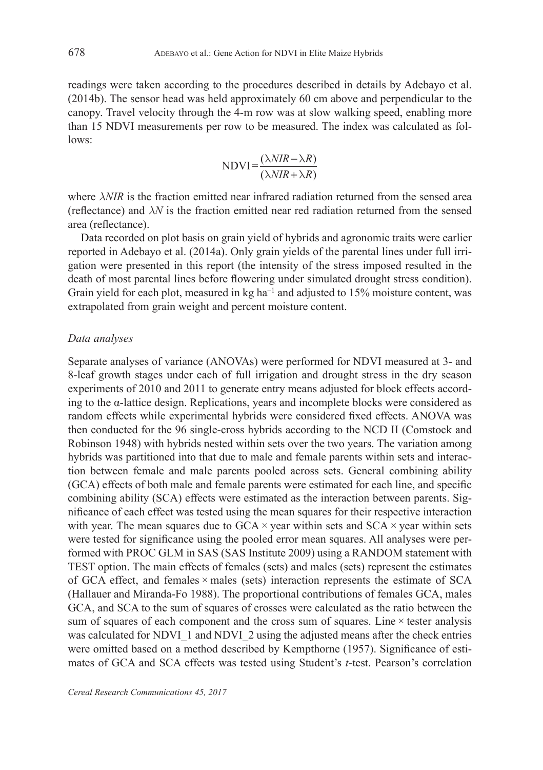readings were taken according to the procedures described in details by Adebayo et al. (2014b). The sensor head was held approximately 60 cm above and perpendicular to the canopy. Travel velocity through the 4-m row was at slow walking speed, enabling more than 15 NDVI measurements per row to be measured. The index was calculated as follows:

$$\text{NDVI} = \frac{(\lambda NIR - \lambda R)}{(\lambda NIR + \lambda R)}$$

where $\lambda NIR$ is the fraction emitted near infrared radiation returned from the sensed area (reflectance) and $\lambda N$ is the fraction emitted near red radiation returned from the sensed area (reflectance).

Data recorded on plot basis on grain yield of hybrids and agronomic traits were earlier reported in Adebayo et al. (2014a). Only grain yields of the parental lines under full irrigation were presented in this report (the intensity of the stress imposed resulted in the death of most parental lines before flowering under simulated drought stress condition). Grain yield for each plot, measured in kg ha$^{-1}$ and adjusted to 15% moisture content, was extrapolated from grain weight and percent moisture content.

### *Data analyses*

Separate analyses of variance (ANOVAs) were performed for NDVI measured at 3- and 8-leaf growth stages under each of full irrigation and drought stress in the dry season experiments of 2010 and 2011 to generate entry means adjusted for block effects according to the α-lattice design. Replications, years and incomplete blocks were considered as random effects while experimental hybrids were considered fixed effects. ANOVA was then conducted for the 96 single-cross hybrids according to the NCD II (Comstock and Robinson 1948) with hybrids nested within sets over the two years. The variation among hybrids was partitioned into that due to male and female parents within sets and interaction between female and male parents pooled across sets. General combining ability (GCA) effects of both male and female parents were estimated for each line, and specific combining ability (SCA) effects were estimated as the interaction between parents. Significance of each effect was tested using the mean squares for their respective interaction with year. The mean squares due to GCA × year within sets and SCA × year within sets were tested for significance using the pooled error mean squares. All analyses were performed with PROC GLM in SAS (SAS Institute 2009) using a RANDOM statement with TEST option. The main effects of females (sets) and males (sets) represent the estimates of GCA effect, and females × males (sets) interaction represents the estimate of SCA (Hallauer and Miranda-Fo 1988). The proportional contributions of females GCA, males GCA, and SCA to the sum of squares of crosses were calculated as the ratio between the sum of squares of each component and the cross sum of squares. Line × tester analysis was calculated for NDVI_1 and NDVI_2 using the adjusted means after the check entries were omitted based on a method described by Kempthorne (1957). Significance of estimates of GCA and SCA effects was tested using Student's *t*-test. Pearson's correlation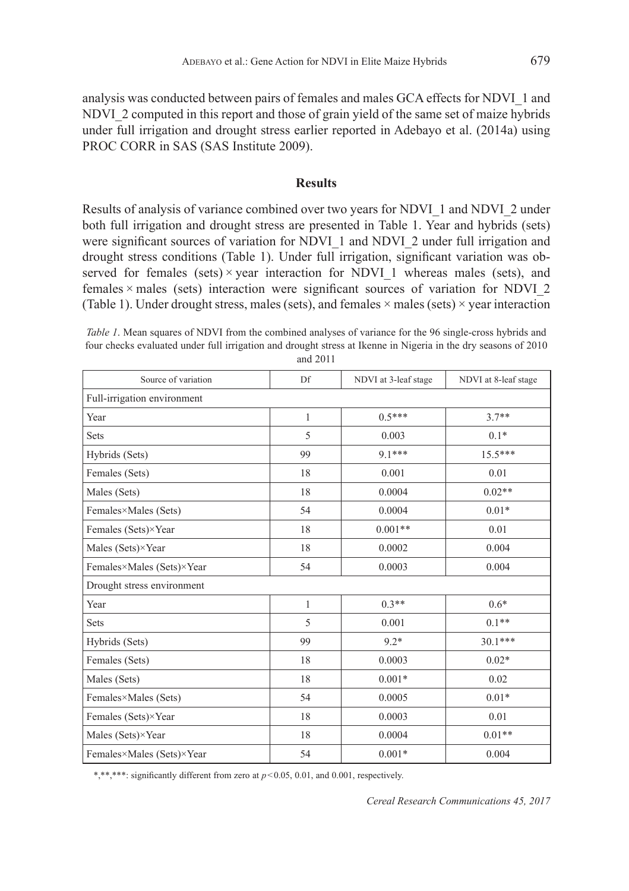analysis was conducted between pairs of females and males GCA effects for NDVI_1 and NDVI_2 computed in this report and those of grain yield of the same set of maize hybrids under full irrigation and drought stress earlier reported in Adebayo et al. (2014a) using PROC CORR in SAS (SAS Institute 2009).

## Results

Results of analysis of variance combined over two years for NDVI_1 and NDVI_2 under both full irrigation and drought stress are presented in Table 1. Year and hybrids (sets) were significant sources of variation for NDVI_1 and NDVI_2 under full irrigation and drought stress conditions (Table 1). Under full irrigation, significant variation was observed for females (sets) × year interaction for NDVI_1 whereas males (sets), and females × males (sets) interaction were significant sources of variation for NDVI_2 (Table 1). Under drought stress, males (sets), and females × males (sets) × year interaction

*Table 1*. Mean squares of NDVI from the combined analyses of variance for the 96 single-cross hybrids and four checks evaluated under full irrigation and drought stress at Ikenne in Nigeria in the dry seasons of 2010 and 2011

| Source of variation | Df | NDVI at 3-leaf stage | NDVI at 8-leaf stage |
|---|---|---|---|
| Full-irrigation environment | | | |
| Year | 1 | 0.5*** | 3.7** |
| Sets | 5 | 0.003 | 0.1* |
| Hybrids (Sets) | 99 | 9.1*** | 15.5*** |
| Females (Sets) | 18 | 0.001 | 0.01 |
| Males (Sets) | 18 | 0.0004 | 0.02** |
| Females×Males (Sets) | 54 | 0.0004 | 0.01* |
| Females (Sets)×Year | 18 | 0.001** | 0.01 |
| Males (Sets)×Year | 18 | 0.0002 | 0.004 |
| Females×Males (Sets)×Year | 54 | 0.0003 | 0.004 |
| Drought stress environment | | | |
| Year | 1 | 0.3** | 0.6* |
| Sets | 5 | 0.001 | 0.1** |
| Hybrids (Sets) | 99 | 9.2* | 30.1*** |
| Females (Sets) | 18 | 0.0003 | 0.02* |
| Males (Sets) | 18 | 0.001* | 0.02 |
| Females×Males (Sets) | 54 | 0.0005 | 0.01* |
| Females (Sets)×Year | 18 | 0.0003 | 0.01 |
| Males (Sets)×Year | 18 | 0.0004 | 0.01** |
| Females×Males (Sets)×Year | 54 | 0.001* | 0.004 |

*,**,***: significantly different from zero at $p < 0.05$, 0.01, and 0.001, respectively.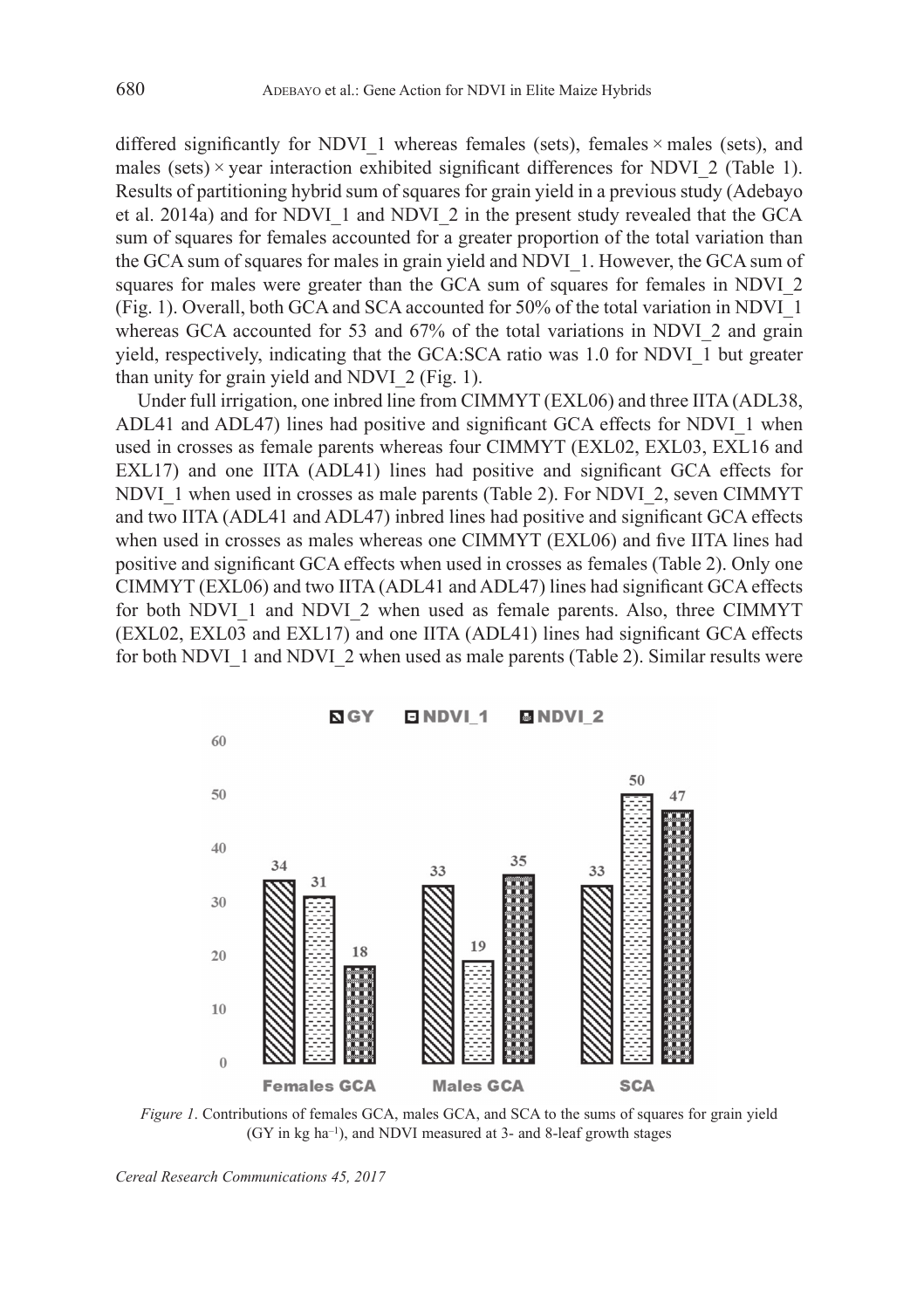differed significantly for NDVI_1 whereas females (sets), females × males (sets), and males (sets) × year interaction exhibited significant differences for NDVI_2 (Table 1). Results of partitioning hybrid sum of squares for grain yield in a previous study (Adebayo et al. 2014a) and for NDVI_1 and NDVI_2 in the present study revealed that the GCA sum of squares for females accounted for a greater proportion of the total variation than the GCA sum of squares for males in grain yield and NDVI_1. However, the GCA sum of squares for males were greater than the GCA sum of squares for females in NDVI_2 (Fig. 1). Overall, both GCA and SCA accounted for 50% of the total variation in NDVI_1 whereas GCA accounted for 53 and 67% of the total variations in NDVI_2 and grain yield, respectively, indicating that the GCA:SCA ratio was 1.0 for NDVI_1 but greater than unity for grain yield and NDVI_2 (Fig. 1).

Under full irrigation, one inbred line from CIMMYT (EXL06) and three IITA (ADL38, ADL41 and ADL47) lines had positive and significant GCA effects for NDVI_1 when used in crosses as female parents whereas four CIMMYT (EXL02, EXL03, EXL16 and EXL17) and one IITA (ADL41) lines had positive and significant GCA effects for NDVI_1 when used in crosses as male parents (Table 2). For NDVI_2, seven CIMMYT and two IITA (ADL41 and ADL47) inbred lines had positive and significant GCA effects when used in crosses as males whereas one CIMMYT (EXL06) and five IITA lines had positive and significant GCA effects when used in crosses as females (Table 2). Only one CIMMYT (EXL06) and two IITA (ADL41 and ADL47) lines had significant GCA effects for both NDVI_1 and NDVI_2 when used as female parents. Also, three CIMMYT (EXL02, EXL03 and EXL17) and one IITA (ADL41) lines had significant GCA effects for both NDVI_1 and NDVI_2 when used as male parents (Table 2). Similar results were

| | GY | NDVI_1 | NDVI_2 |
|---|---|---|---|
| Females GCA | 34 | 31 | 18 |
| Males GCA | 33 | 19 | 35 |
| SCA | 33 | 50 | 47 |

*Figure 1*. Contributions of females GCA, males GCA, and SCA to the sums of squares for grain yield (GY in kg ha$^{-1}$), and NDVI measured at 3- and 8-leaf growth stages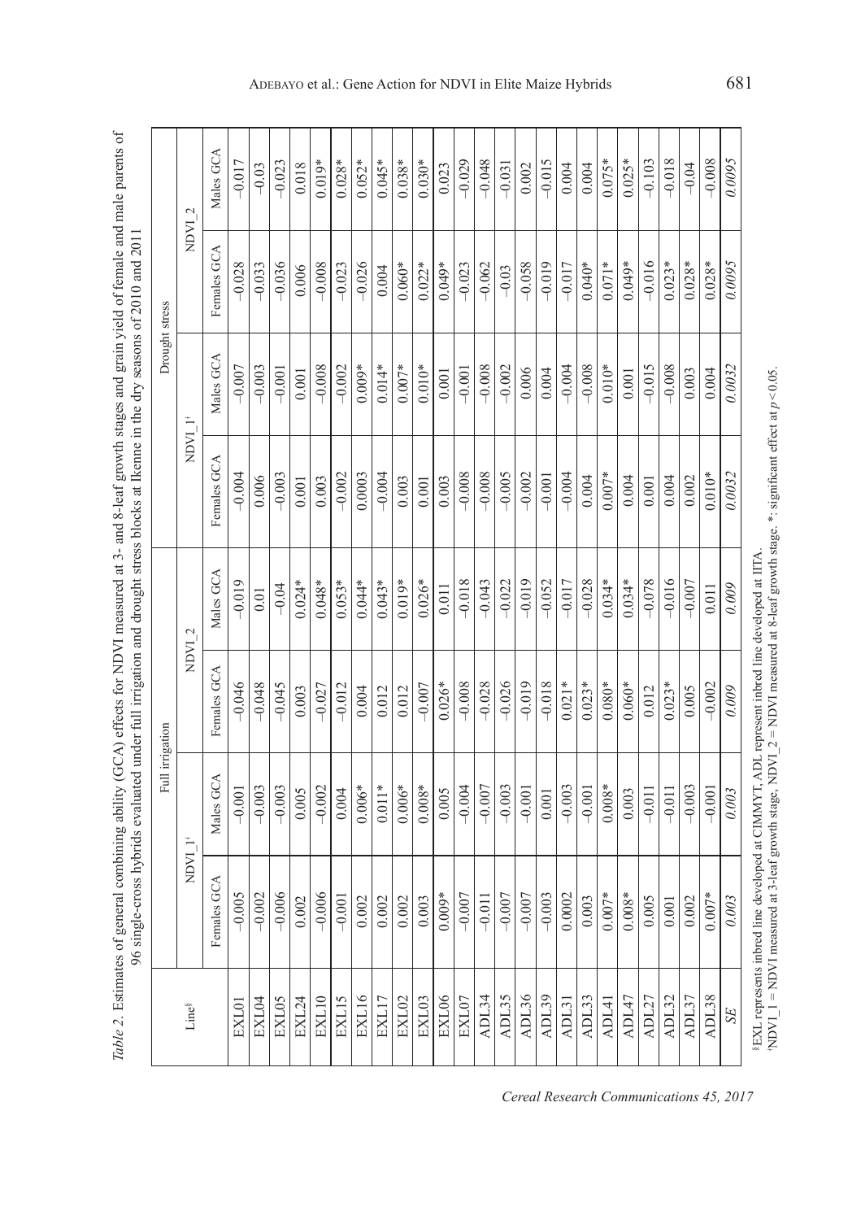*Table 2.* Estimates of general combining ability (GCA) effects for NDVI measured at 3- and 8-leaf growth stages and grain yield of female and male parents of 96 single-cross hybrids evaluated under full irrigation and drought stress blocks at Ikenne in the dry seasons of 2010 and 2011

| Line[§] | Full irrigation | | | | Drought stress | | | |
|---|---|---|---|---|---|---|---|---|
| | NDVI_1[†] | | NDVI_2 | | NDVI_1[†] | | NDVI_2 | |
| | Females GCA | Males GCA | Females GCA | Males GCA | Females GCA | Males GCA | Females GCA | Males GCA |
| EXL01 | −0.005 | −0.001 | −0.046 | −0.019 | −0.004 | −0.007 | −0.028 | −0.017 |
| EXL04 | −0.002 | −0.003 | −0.048 | 0.01 | 0.006 | −0.003 | −0.033 | −0.03 |
| EXL05 | −0.006 | −0.003 | −0.045 | −0.04 | −0.003 | −0.001 | −0.036 | −0.023 |
| EXL24 | 0.002 | 0.005 | 0.003 | 0.024* | 0.001 | 0.001 | 0.006 | 0.018 |
| EXL10 | −0.006 | −0.002 | −0.027 | 0.048* | 0.003 | −0.008 | −0.008 | 0.019* |
| EXL15 | −0.001 | 0.004 | −0.012 | 0.053* | −0.002 | −0.002 | −0.023 | 0.028* |
| EXL16 | 0.002 | 0.006* | 0.004 | 0.044* | 0.0003 | 0.009* | −0.026 | 0.052* |
| EXL17 | 0.002 | 0.011* | 0.012 | 0.043* | −0.004 | 0.014* | 0.004 | 0.045* |
| EXL02 | 0.002 | 0.006* | 0.012 | 0.019* | 0.003 | 0.007* | 0.060* | 0.038* |
| EXL03 | 0.003 | 0.008* | −0.007 | 0.026* | 0.001 | 0.010* | 0.022* | 0.030* |
| EXL06 | 0.009* | 0.005 | 0.026* | 0.011 | 0.003 | 0.001 | 0.049* | 0.023 |
| EXL07 | −0.007 | −0.004 | −0.008 | −0.018 | −0.008 | −0.001 | −0.023 | −0.029 |
| ADL34 | −0.011 | −0.007 | −0.028 | −0.043 | −0.008 | −0.008 | −0.062 | −0.048 |
| ADL35 | −0.007 | −0.003 | −0.026 | −0.022 | −0.005 | −0.002 | −0.03 | −0.031 |
| ADL36 | −0.007 | −0.001 | −0.019 | −0.019 | −0.002 | 0.006 | −0.058 | 0.002 |
| ADL39 | −0.003 | 0.001 | −0.018 | −0.052 | −0.001 | 0.004 | −0.019 | −0.015 |
| ADL31 | 0.0002 | −0.003 | 0.021* | −0.017 | −0.004 | −0.004 | −0.017 | 0.004 |
| ADL33 | 0.003 | −0.001 | 0.023* | −0.028 | 0.004 | −0.008 | 0.040* | 0.004 |
| ADL41 | 0.007* | 0.008* | 0.080* | 0.034* | 0.007* | 0.010* | 0.071* | 0.075* |
| ADL47 | 0.008* | 0.003 | 0.060* | 0.034* | 0.004 | 0.001 | 0.049* | 0.025* |
| ADL27 | 0.005 | −0.011 | 0.012 | −0.078 | 0.001 | −0.015 | −0.016 | −0.103 |
| ADL32 | 0.001 | −0.011 | 0.023* | −0.016 | 0.004 | −0.008 | 0.023* | −0.018 |
| ADL37 | 0.002 | −0.003 | 0.005 | −0.007 | 0.002 | 0.003 | 0.028* | −0.04 |
| ADL38 | 0.007* | −0.001 | −0.002 | 0.011 | 0.010* | 0.004 | 0.028* | −0.008 |
| *SE* | *0.003* | *0.003* | *0.009* | *0.009* | *0.0032* | *0.0032* | *0.0095* | *0.0095* |

[§]EXL represents inbred line developed at CIMMYT, ADL represent inbred line developed at IITA.
[†]NDVI_1 = NDVI measured at 3-leaf growth stage, NDVI_2 = NDVI measured at 8-leaf growth stage. *: significant effect at $p < 0.05$.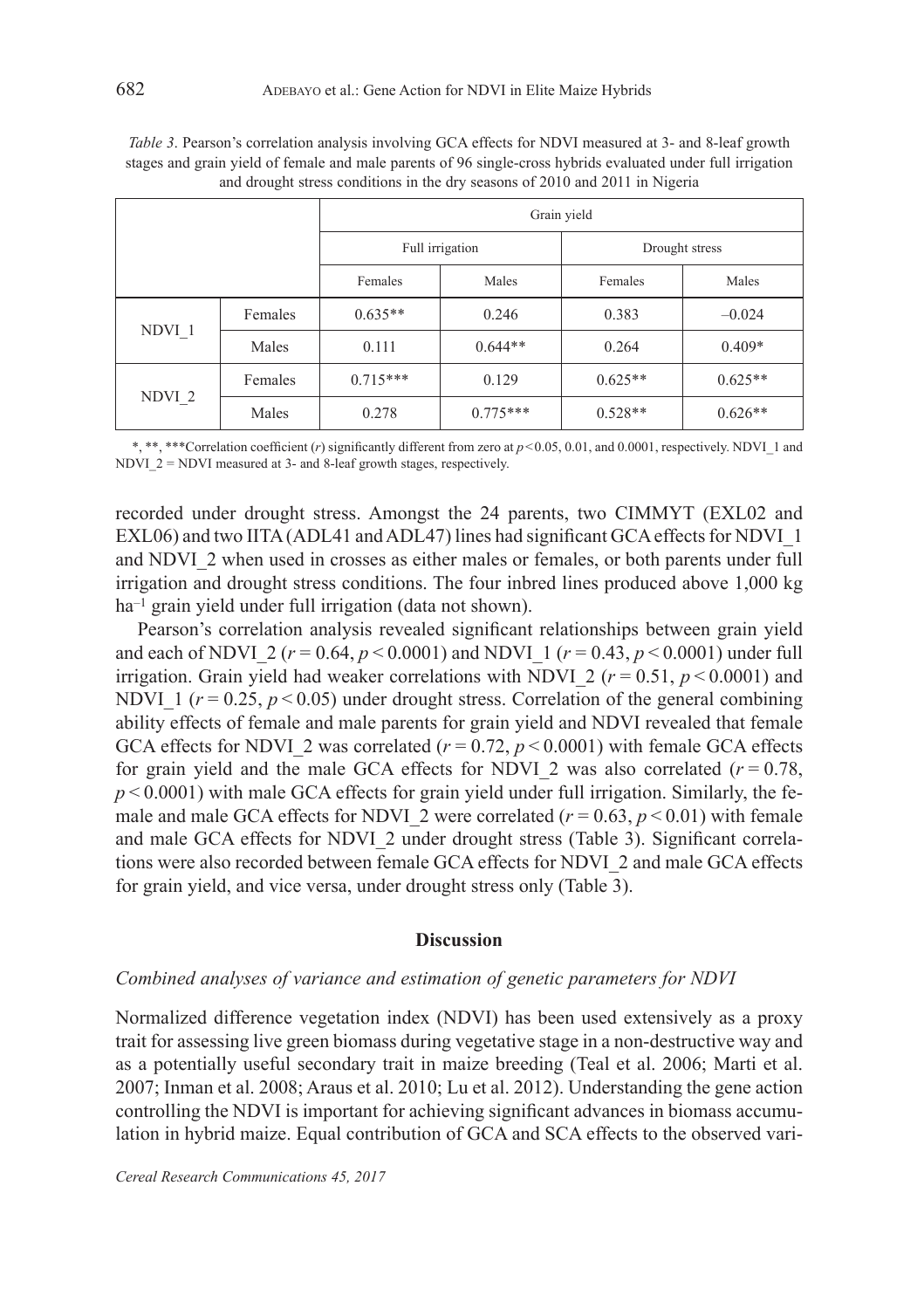*Table 3.* Pearson's correlation analysis involving GCA effects for NDVI measured at 3- and 8-leaf growth stages and grain yield of female and male parents of 96 single-cross hybrids evaluated under full irrigation and drought stress conditions in the dry seasons of 2010 and 2011 in Nigeria

| | | Grain yield | | | |
|---|---|---|---|---|---|
| | | Full irrigation | | Drought stress | |
| | | Females | Males | Females | Males |
| NDVI_1 | Females | 0.635** | 0.246 | 0.383 | –0.024 |
| | Males | 0.111 | 0.644** | 0.264 | 0.409* |
| NDVI_2 | Females | 0.715*** | 0.129 | 0.625** | 0.625** |
| | Males | 0.278 | 0.775*** | 0.528** | 0.626** |

*, **, ***Correlation coefficient ($r$) significantly different from zero at $p < 0.05$, 0.01, and 0.0001, respectively. NDVI_1 and NDVI_2 = NDVI measured at 3- and 8-leaf growth stages, respectively.

recorded under drought stress. Amongst the 24 parents, two CIMMYT (EXL02 and EXL06) and two IITA (ADL41 and ADL47) lines had significant GCA effects for NDVI_1 and NDVI_2 when used in crosses as either males or females, or both parents under full irrigation and drought stress conditions. The four inbred lines produced above 1,000 kg ha$^{-1}$ grain yield under full irrigation (data not shown).

Pearson's correlation analysis revealed significant relationships between grain yield and each of NDVI_2 ($r = 0.64$, $p < 0.0001$) and NDVI_1 ($r = 0.43$, $p < 0.0001$) under full irrigation. Grain yield had weaker correlations with NDVI_2 ($r = 0.51$, $p < 0.0001$) and NDVI_1 ($r = 0.25$, $p < 0.05$) under drought stress. Correlation of the general combining ability effects of female and male parents for grain yield and NDVI revealed that female GCA effects for NDVI_2 was correlated ($r = 0.72$, $p < 0.0001$) with female GCA effects for grain yield and the male GCA effects for NDVI_2 was also correlated ($r = 0.78$, $p < 0.0001$) with male GCA effects for grain yield under full irrigation. Similarly, the female and male GCA effects for NDVI_2 were correlated ($r = 0.63$, $p < 0.01$) with female and male GCA effects for NDVI_2 under drought stress (Table 3). Significant correlations were also recorded between female GCA effects for NDVI_2 and male GCA effects for grain yield, and vice versa, under drought stress only (Table 3).

## Discussion

### *Combined analyses of variance and estimation of genetic parameters for NDVI*

Normalized difference vegetation index (NDVI) has been used extensively as a proxy trait for assessing live green biomass during vegetative stage in a non-destructive way and as a potentially useful secondary trait in maize breeding (Teal et al. 2006; Marti et al. 2007; Inman et al. 2008; Araus et al. 2010; Lu et al. 2012). Understanding the gene action controlling the NDVI is important for achieving significant advances in biomass accumulation in hybrid maize. Equal contribution of GCA and SCA effects to the observed vari-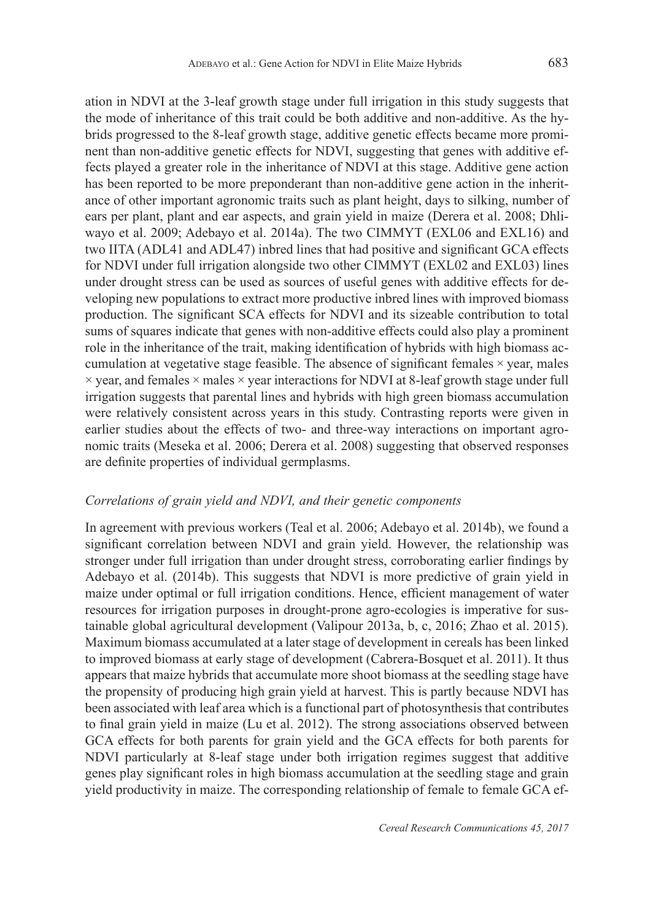ation in NDVI at the 3-leaf growth stage under full irrigation in this study suggests that the mode of inheritance of this trait could be both additive and non-additive. As the hybrids progressed to the 8-leaf growth stage, additive genetic effects became more prominent than non-additive genetic effects for NDVI, suggesting that genes with additive effects played a greater role in the inheritance of NDVI at this stage. Additive gene action has been reported to be more preponderant than non-additive gene action in the inheritance of other important agronomic traits such as plant height, days to silking, number of ears per plant, plant and ear aspects, and grain yield in maize (Derera et al. 2008; Dhliwayo et al. 2009; Adebayo et al. 2014a). The two CIMMYT (EXL06 and EXL16) and two IITA (ADL41 and ADL47) inbred lines that had positive and significant GCA effects for NDVI under full irrigation alongside two other CIMMYT (EXL02 and EXL03) lines under drought stress can be used as sources of useful genes with additive effects for developing new populations to extract more productive inbred lines with improved biomass production. The significant SCA effects for NDVI and its sizeable contribution to total sums of squares indicate that genes with non-additive effects could also play a prominent role in the inheritance of the trait, making identification of hybrids with high biomass accumulation at vegetative stage feasible. The absence of significant females × year, males × year, and females × males × year interactions for NDVI at 8-leaf growth stage under full irrigation suggests that parental lines and hybrids with high green biomass accumulation were relatively consistent across years in this study. Contrasting reports were given in earlier studies about the effects of two- and three-way interactions on important agronomic traits (Meseka et al. 2006; Derera et al. 2008) suggesting that observed responses are definite properties of individual germplasms.

### *Correlations of grain yield and NDVI, and their genetic components*

In agreement with previous workers (Teal et al. 2006; Adebayo et al. 2014b), we found a significant correlation between NDVI and grain yield. However, the relationship was stronger under full irrigation than under drought stress, corroborating earlier findings by Adebayo et al. (2014b). This suggests that NDVI is more predictive of grain yield in maize under optimal or full irrigation conditions. Hence, efficient management of water resources for irrigation purposes in drought-prone agro-ecologies is imperative for sustainable global agricultural development (Valipour 2013a, b, c, 2016; Zhao et al. 2015). Maximum biomass accumulated at a later stage of development in cereals has been linked to improved biomass at early stage of development (Cabrera-Bosquet et al. 2011). It thus appears that maize hybrids that accumulate more shoot biomass at the seedling stage have the propensity of producing high grain yield at harvest. This is partly because NDVI has been associated with leaf area which is a functional part of photosynthesis that contributes to final grain yield in maize (Lu et al. 2012). The strong associations observed between GCA effects for both parents for grain yield and the GCA effects for both parents for NDVI particularly at 8-leaf stage under both irrigation regimes suggest that additive genes play significant roles in high biomass accumulation at the seedling stage and grain yield productivity in maize. The corresponding relationship of female to female GCA ef-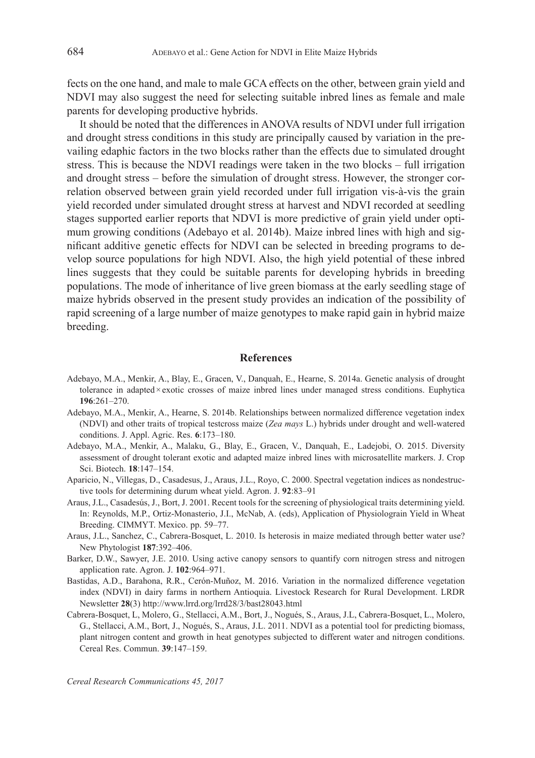fects on the one hand, and male to male GCA effects on the other, between grain yield and NDVI may also suggest the need for selecting suitable inbred lines as female and male parents for developing productive hybrids.

It should be noted that the differences in ANOVA results of NDVI under full irrigation and drought stress conditions in this study are principally caused by variation in the prevailing edaphic factors in the two blocks rather than the effects due to simulated drought stress. This is because the NDVI readings were taken in the two blocks – full irrigation and drought stress – before the simulation of drought stress. However, the stronger correlation observed between grain yield recorded under full irrigation vis-à-vis the grain yield recorded under simulated drought stress at harvest and NDVI recorded at seedling stages supported earlier reports that NDVI is more predictive of grain yield under optimum growing conditions (Adebayo et al. 2014b). Maize inbred lines with high and significant additive genetic effects for NDVI can be selected in breeding programs to develop source populations for high NDVI. Also, the high yield potential of these inbred lines suggests that they could be suitable parents for developing hybrids in breeding populations. The mode of inheritance of live green biomass at the early seedling stage of maize hybrids observed in the present study provides an indication of the possibility of rapid screening of a large number of maize genotypes to make rapid gain in hybrid maize breeding.

## References

Adebayo, M.A., Menkir, A., Blay, E., Gracen, V., Danquah, E., Hearne, S. 2014a. Genetic analysis of drought tolerance in adapted × exotic crosses of maize inbred lines under managed stress conditions. Euphytica **196**:261–270.

Adebayo, M.A., Menkir, A., Hearne, S. 2014b. Relationships between normalized difference vegetation index (NDVI) and other traits of tropical testcross maize (*Zea mays* L.) hybrids under drought and well-watered conditions. J. Appl. Agric. Res. **6**:173–180.

Adebayo, M.A., Menkir, A., Malaku, G., Blay, E., Gracen, V., Danquah, E., Ladejobi, O. 2015. Diversity assessment of drought tolerant exotic and adapted maize inbred lines with microsatellite markers. J. Crop Sci. Biotech. **18**:147–154.

Aparicio, N., Villegas, D., Casadesus, J., Araus, J.L., Royo, C. 2000. Spectral vegetation indices as nondestructive tools for determining durum wheat yield. Agron. J. **92**:83–91

Araus, J.L., Casadesús, J., Bort, J. 2001. Recent tools for the screening of physiological traits determining yield. In: Reynolds, M.P., Ortiz-Monasterio, J.I., McNab, A. (eds), Application of Physiolograin Yield in Wheat Breeding. CIMMYT. Mexico. pp. 59–77.

Araus, J.L., Sanchez, C., Cabrera-Bosquet, L. 2010. Is heterosis in maize mediated through better water use? New Phytologist **187**:392–406.

Barker, D.W., Sawyer, J.E. 2010. Using active canopy sensors to quantify corn nitrogen stress and nitrogen application rate. Agron. J. **102**:964–971.

Bastidas, A.D., Barahona, R.R., Cerón-Muñoz, M. 2016. Variation in the normalized difference vegetation index (NDVI) in dairy farms in northern Antioquia. Livestock Research for Rural Development. LRDR Newsletter **28**(3) http://www.lrrd.org/lrrd28/3/bast28043.html

Cabrera-Bosquet, L, Molero, G., Stellacci, A.M., Bort, J., Nogués, S., Araus, J.L, Cabrera-Bosquet, L., Molero, G., Stellacci, A.M., Bort, J., Nogués, S., Araus, J.L. 2011. NDVI as a potential tool for predicting biomass, plant nitrogen content and growth in heat genotypes subjected to different water and nitrogen conditions. Cereal Res. Commun. **39**:147–159.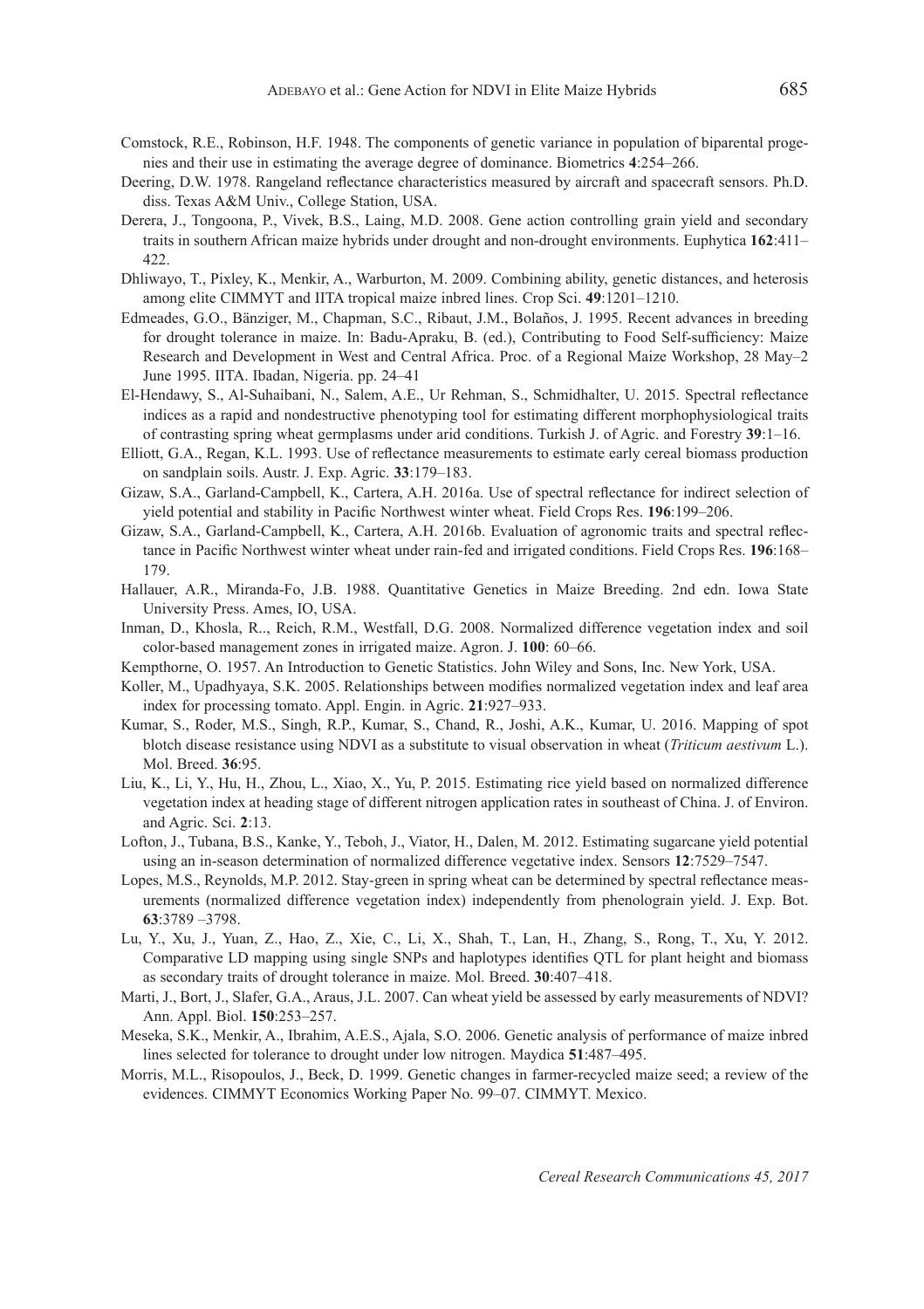Comstock, R.E., Robinson, H.F. 1948. The components of genetic variance in population of biparental progenies and their use in estimating the average degree of dominance. Biometrics **4**:254–266.

Deering, D.W. 1978. Rangeland reflectance characteristics measured by aircraft and spacecraft sensors. Ph.D. diss. Texas A&M Univ., College Station, USA.

Derera, J., Tongoona, P., Vivek, B.S., Laing, M.D. 2008. Gene action controlling grain yield and secondary traits in southern African maize hybrids under drought and non-drought environments. Euphytica **162**:411–422.

Dhliwayo, T., Pixley, K., Menkir, A., Warburton, M. 2009. Combining ability, genetic distances, and heterosis among elite CIMMYT and IITA tropical maize inbred lines. Crop Sci. **49**:1201–1210.

Edmeades, G.O., Bänziger, M., Chapman, S.C., Ribaut, J.M., Bolaños, J. 1995. Recent advances in breeding for drought tolerance in maize. In: Badu-Apraku, B. (ed.), Contributing to Food Self-sufficiency: Maize Research and Development in West and Central Africa. Proc. of a Regional Maize Workshop, 28 May–2 June 1995. IITA. Ibadan, Nigeria. pp. 24–41

El-Hendawy, S., Al-Suhaibani, N., Salem, A.E., Ur Rehman, S., Schmidhalter, U. 2015. Spectral reflectance indices as a rapid and nondestructive phenotyping tool for estimating different morphophysiological traits of contrasting spring wheat germplasms under arid conditions. Turkish J. of Agric. and Forestry **39**:1–16.

Elliott, G.A., Regan, K.L. 1993. Use of reflectance measurements to estimate early cereal biomass production on sandplain soils. Austr. J. Exp. Agric. **33**:179–183.

Gizaw, S.A., Garland-Campbell, K., Cartera, A.H. 2016a. Use of spectral reflectance for indirect selection of yield potential and stability in Pacific Northwest winter wheat. Field Crops Res. **196**:199–206.

Gizaw, S.A., Garland-Campbell, K., Cartera, A.H. 2016b. Evaluation of agronomic traits and spectral reflectance in Pacific Northwest winter wheat under rain-fed and irrigated conditions. Field Crops Res. **196**:168–179.

Hallauer, A.R., Miranda-Fo, J.B. 1988. Quantitative Genetics in Maize Breeding. 2nd edn. Iowa State University Press. Ames, IO, USA.

Inman, D., Khosla, R.., Reich, R.M., Westfall, D.G. 2008. Normalized difference vegetation index and soil color-based management zones in irrigated maize. Agron. J. **100**: 60–66.

Kempthorne, O. 1957. An Introduction to Genetic Statistics. John Wiley and Sons, Inc. New York, USA.

Koller, M., Upadhyaya, S.K. 2005. Relationships between modifies normalized vegetation index and leaf area index for processing tomato. Appl. Engin. in Agric. **21**:927–933.

Kumar, S., Roder, M.S., Singh, R.P., Kumar, S., Chand, R., Joshi, A.K., Kumar, U. 2016. Mapping of spot blotch disease resistance using NDVI as a substitute to visual observation in wheat (*Triticum aestivum* L.). Mol. Breed. **36**:95.

Liu, K., Li, Y., Hu, H., Zhou, L., Xiao, X., Yu, P. 2015. Estimating rice yield based on normalized difference vegetation index at heading stage of different nitrogen application rates in southeast of China. J. of Environ. and Agric. Sci. **2**:13.

Lofton, J., Tubana, B.S., Kanke, Y., Teboh, J., Viator, H., Dalen, M. 2012. Estimating sugarcane yield potential using an in-season determination of normalized difference vegetative index. Sensors **12**:7529–7547.

Lopes, M.S., Reynolds, M.P. 2012. Stay-green in spring wheat can be determined by spectral reflectance measurements (normalized difference vegetation index) independently from phenolograin yield. J. Exp. Bot. **63**:3789 –3798.

Lu, Y., Xu, J., Yuan, Z., Hao, Z., Xie, C., Li, X., Shah, T., Lan, H., Zhang, S., Rong, T., Xu, Y. 2012. Comparative LD mapping using single SNPs and haplotypes identifies QTL for plant height and biomass as secondary traits of drought tolerance in maize. Mol. Breed. **30**:407–418.

Marti, J., Bort, J., Slafer, G.A., Araus, J.L. 2007. Can wheat yield be assessed by early measurements of NDVI? Ann. Appl. Biol. **150**:253–257.

Meseka, S.K., Menkir, A., Ibrahim, A.E.S., Ajala, S.O. 2006. Genetic analysis of performance of maize inbred lines selected for tolerance to drought under low nitrogen. Maydica **51**:487–495.

Morris, M.L., Risopoulos, J., Beck, D. 1999. Genetic changes in farmer-recycled maize seed; a review of the evidences. CIMMYT Economics Working Paper No. 99–07. CIMMYT. Mexico.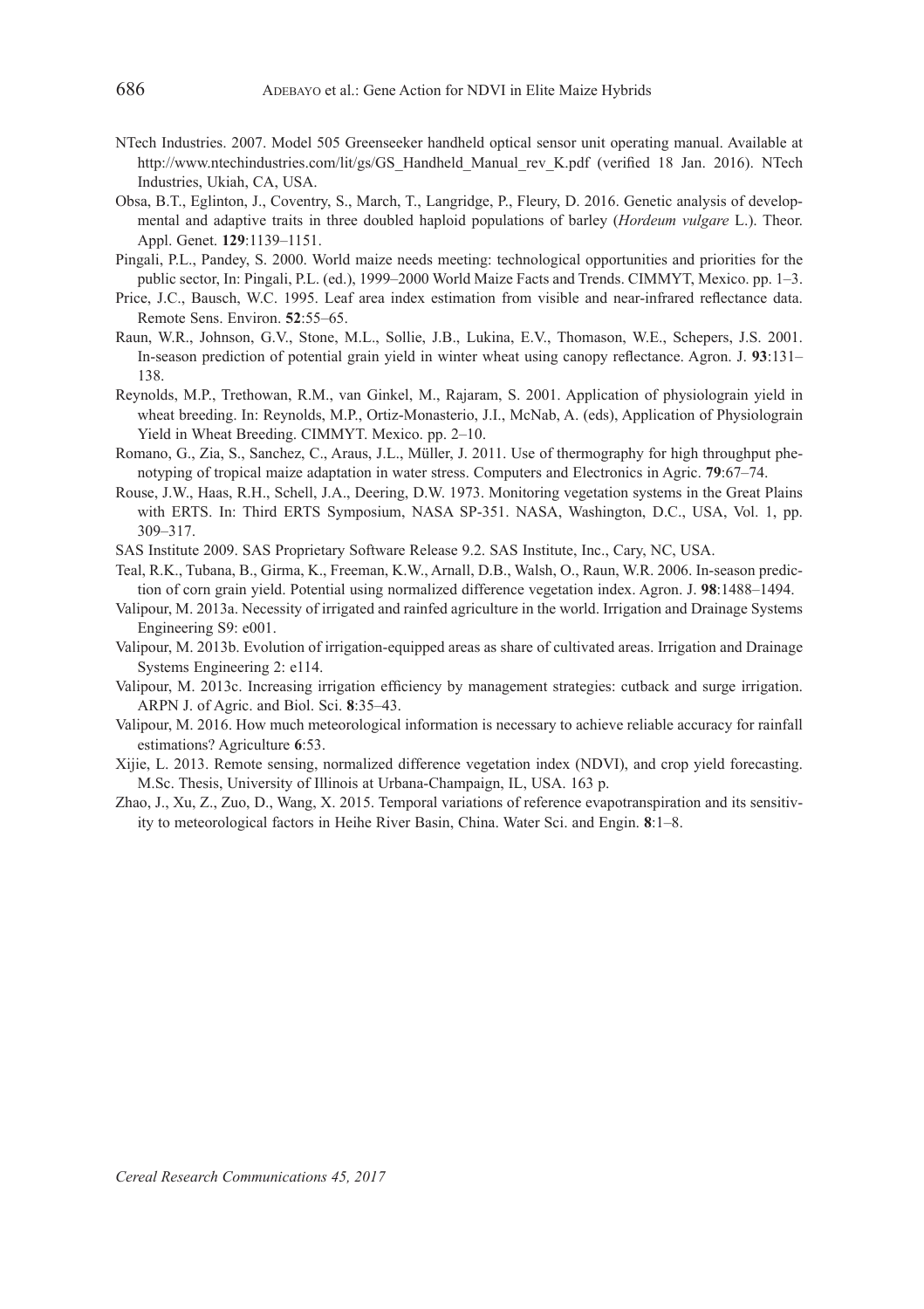NTech Industries. 2007. Model 505 Greenseeker handheld optical sensor unit operating manual. Available at http://www.ntechindustries.com/lit/gs/GS_Handheld_Manual_rev_K.pdf (verified 18 Jan. 2016). NTech Industries, Ukiah, CA, USA.

Obsa, B.T., Eglinton, J., Coventry, S., March, T., Langridge, P., Fleury, D. 2016. Genetic analysis of developmental and adaptive traits in three doubled haploid populations of barley (*Hordeum vulgare* L.). Theor. Appl. Genet. **129**:1139–1151.

Pingali, P.L., Pandey, S. 2000. World maize needs meeting: technological opportunities and priorities for the public sector, In: Pingali, P.L. (ed.), 1999–2000 World Maize Facts and Trends. CIMMYT, Mexico. pp. 1–3.

Price, J.C., Bausch, W.C. 1995. Leaf area index estimation from visible and near-infrared reflectance data. Remote Sens. Environ. **52**:55–65.

Raun, W.R., Johnson, G.V., Stone, M.L., Sollie, J.B., Lukina, E.V., Thomason, W.E., Schepers, J.S. 2001. In-season prediction of potential grain yield in winter wheat using canopy reflectance. Agron. J. **93**:131–138.

Reynolds, M.P., Trethowan, R.M., van Ginkel, M., Rajaram, S. 2001. Application of physiolograin yield in wheat breeding. In: Reynolds, M.P., Ortiz-Monasterio, J.I., McNab, A. (eds), Application of Physiolograin Yield in Wheat Breeding. CIMMYT. Mexico. pp. 2–10.

Romano, G., Zia, S., Sanchez, C., Araus, J.L., Müller, J. 2011. Use of thermography for high throughput phenotyping of tropical maize adaptation in water stress. Computers and Electronics in Agric. **79**:67–74.

Rouse, J.W., Haas, R.H., Schell, J.A., Deering, D.W. 1973. Monitoring vegetation systems in the Great Plains with ERTS. In: Third ERTS Symposium, NASA SP-351. NASA, Washington, D.C., USA, Vol. 1, pp. 309–317.

SAS Institute 2009. SAS Proprietary Software Release 9.2. SAS Institute, Inc., Cary, NC, USA.

Teal, R.K., Tubana, B., Girma, K., Freeman, K.W., Arnall, D.B., Walsh, O., Raun, W.R. 2006. In-season prediction of corn grain yield. Potential using normalized difference vegetation index. Agron. J. **98**:1488–1494.

Valipour, M. 2013a. Necessity of irrigated and rainfed agriculture in the world. Irrigation and Drainage Systems Engineering S9: e001.

Valipour, M. 2013b. Evolution of irrigation-equipped areas as share of cultivated areas. Irrigation and Drainage Systems Engineering 2: e114.

Valipour, M. 2013c. Increasing irrigation efficiency by management strategies: cutback and surge irrigation. ARPN J. of Agric. and Biol. Sci. **8**:35–43.

Valipour, M. 2016. How much meteorological information is necessary to achieve reliable accuracy for rainfall estimations? Agriculture **6**:53.

Xijie, L. 2013. Remote sensing, normalized difference vegetation index (NDVI), and crop yield forecasting. M.Sc. Thesis, University of Illinois at Urbana-Champaign, IL, USA. 163 p.

Zhao, J., Xu, Z., Zuo, D., Wang, X. 2015. Temporal variations of reference evapotranspiration and its sensitivity to meteorological factors in Heihe River Basin, China. Water Sci. and Engin. **8**:1–8.